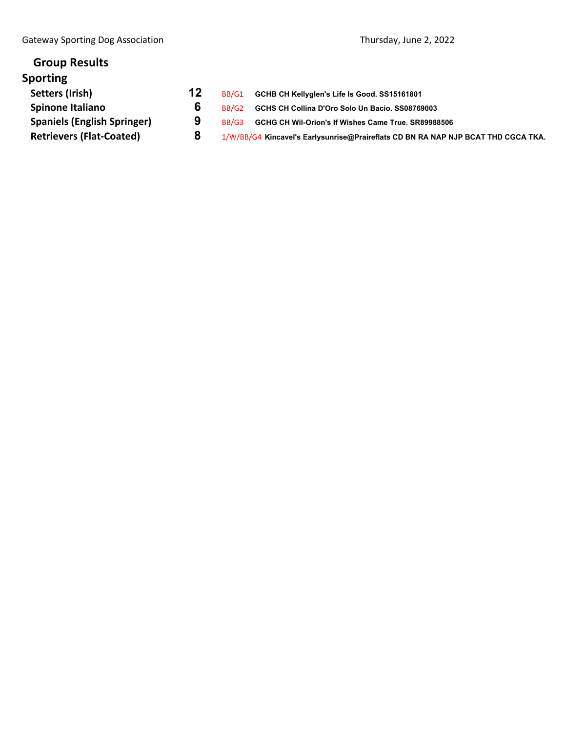Gateway Sporting Dog Association

Thursday, June 2, 2022

## Group Results

### Sporting

| Breed | Entries | Award | Dog |
|---|---|---|---|
| **Setters (Irish)** | **12** | BB/G1 | **GCHB CH Kellyglen's Life Is Good. SS15161801** |
| **Spinone Italiano** | **6** | BB/G2 | **GCHS CH Collina D'Oro Solo Un Bacio. SS08769003** |
| **Spaniels (English Springer)** | **9** | BB/G3 | **GCHG CH Wil-Orion's If Wishes Came True. SR89988506** |
| **Retrievers (Flat-Coated)** | **8** | 1/W/BB/G4 | **Kincavel's Earlysunrise@Praireflats CD BN RA NAP NJP BCAT THD CGCA TKA.** |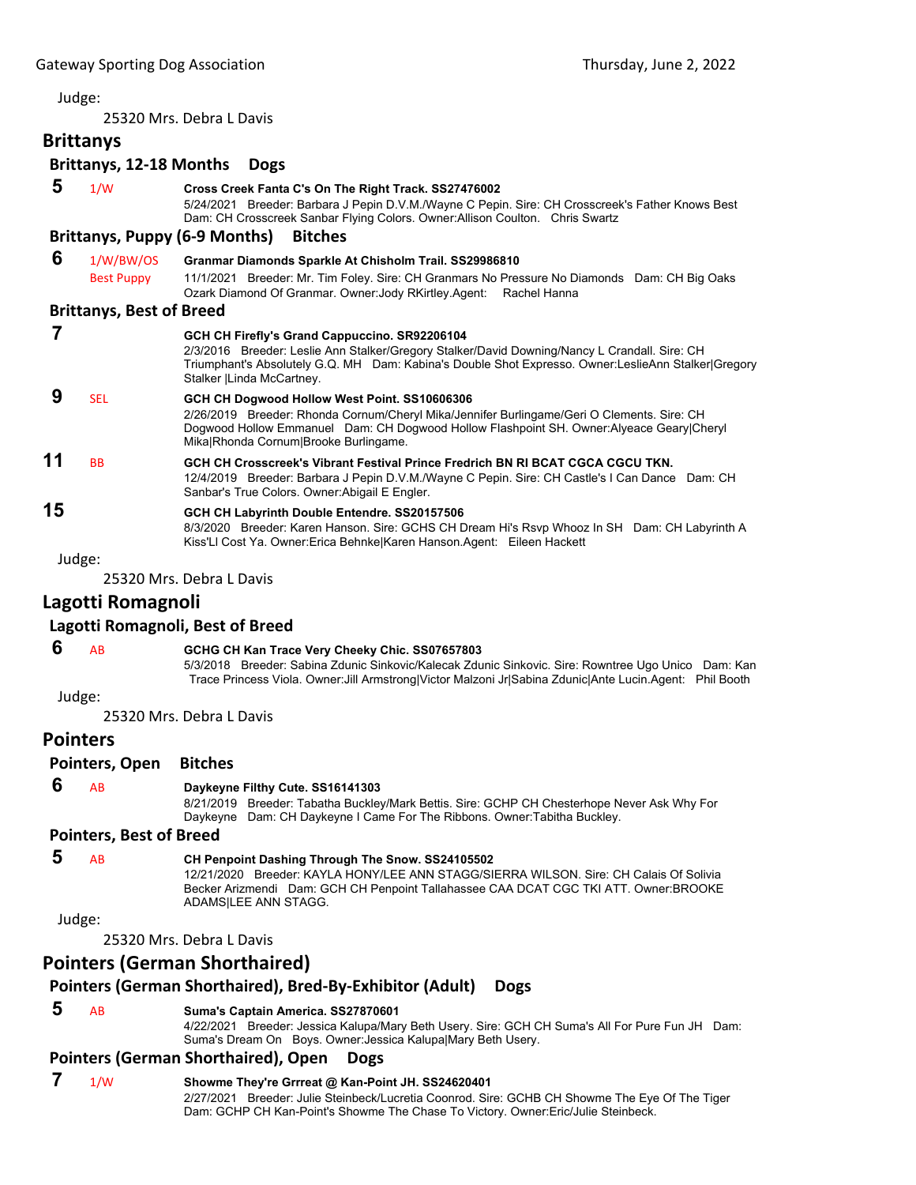Judge:

25320 Mrs. Debra L Davis

## Brittanys

### Brittanys, 12-18 Months Dogs

**5** 1/W **Cross Creek Fanta C's On The Right Track. SS27476002**
5/24/2021 Breeder: Barbara J Pepin D.V.M./Wayne C Pepin. Sire: CH Crosscreek's Father Knows Best Dam: CH Crosscreek Sanbar Flying Colors. Owner:Allison Coulton. Chris Swartz

### Brittanys, Puppy (6-9 Months) Bitches

**6** 1/W/BW/OS Best Puppy **Granmar Diamonds Sparkle At Chisholm Trail. SS29986810**
11/1/2021 Breeder: Mr. Tim Foley. Sire: CH Granmars No Pressure No Diamonds Dam: CH Big Oaks Ozark Diamond Of Granmar. Owner:Jody RKirtley.Agent: Rachel Hanna

### Brittanys, Best of Breed

**7** **GCH CH Firefly's Grand Cappuccino. SR92206104**
2/3/2016 Breeder: Leslie Ann Stalker/Gregory Stalker/David Downing/Nancy L Crandall. Sire: CH Triumphant's Absolutely G.Q. MH Dam: Kabina's Double Shot Expresso. Owner:LeslieAnn Stalker|Gregory Stalker |Linda McCartney.

**9** SEL **GCH CH Dogwood Hollow West Point. SS10606306**
2/26/2019 Breeder: Rhonda Cornum/Cheryl Mika/Jennifer Burlingame/Geri O Clements. Sire: CH Dogwood Hollow Emmanuel Dam: CH Dogwood Hollow Flashpoint SH. Owner:Alyeace Geary|Cheryl Mika|Rhonda Cornum|Brooke Burlingame.

**11** BB **GCH CH Crosscreek's Vibrant Festival Prince Fredrich BN RI BCAT CGCA CGCU TKN.**
12/4/2019 Breeder: Barbara J Pepin D.V.M./Wayne C Pepin. Sire: CH Castle's I Can Dance Dam: CH Sanbar's True Colors. Owner:Abigail E Engler.

**15** **GCH CH Labyrinth Double Entendre. SS20157506**
8/3/2020 Breeder: Karen Hanson. Sire: GCHS CH Dream Hi's Rsvp Whooz In SH Dam: CH Labyrinth A Kiss'Ll Cost Ya. Owner:Erica Behnke|Karen Hanson.Agent: Eileen Hackett

Judge:

25320 Mrs. Debra L Davis

## Lagotti Romagnoli

### Lagotti Romagnoli, Best of Breed

**6** AB **GCHG CH Kan Trace Very Cheeky Chic. SS07657803**
5/3/2018 Breeder: Sabina Zdunic Sinkovic/Kalecak Zdunic Sinkovic. Sire: Rowntree Ugo Unico Dam: Kan Trace Princess Viola. Owner:Jill Armstrong|Victor Malzoni Jr|Sabina Zdunic|Ante Lucin.Agent: Phil Booth

Judge:

25320 Mrs. Debra L Davis

## Pointers

### Pointers, Open Bitches

**6** AB **Daykeyne Filthy Cute. SS16141303**
8/21/2019 Breeder: Tabatha Buckley/Mark Bettis. Sire: GCHP CH Chesterhope Never Ask Why For Daykeyne Dam: CH Daykeyne I Came For The Ribbons. Owner:Tabitha Buckley.

### Pointers, Best of Breed

**5** AB **CH Penpoint Dashing Through The Snow. SS24105502**
12/21/2020 Breeder: KAYLA HONY/LEE ANN STAGG/SIERRA WILSON. Sire: CH Calais Of Solivia Becker Arizmendi Dam: GCH CH Penpoint Tallahassee CAA DCAT CGC TKI ATT. Owner:BROOKE ADAMS|LEE ANN STAGG.

Judge:

25320 Mrs. Debra L Davis

## Pointers (German Shorthaired)

### Pointers (German Shorthaired), Bred-By-Exhibitor (Adult) Dogs

**5** AB **Suma's Captain America. SS27870601**
4/22/2021 Breeder: Jessica Kalupa/Mary Beth Usery. Sire: GCH CH Suma's All For Pure Fun JH Dam: Suma's Dream On Boys. Owner:Jessica Kalupa|Mary Beth Usery.

### Pointers (German Shorthaired), Open Dogs

**7** 1/W **Showme They're Grrreat @ Kan-Point JH. SS24620401**
2/27/2021 Breeder: Julie Steinbeck/Lucretia Coonrod. Sire: GCHB CH Showme The Eye Of The Tiger Dam: GCHP CH Kan-Point's Showme The Chase To Victory. Owner:Eric/Julie Steinbeck.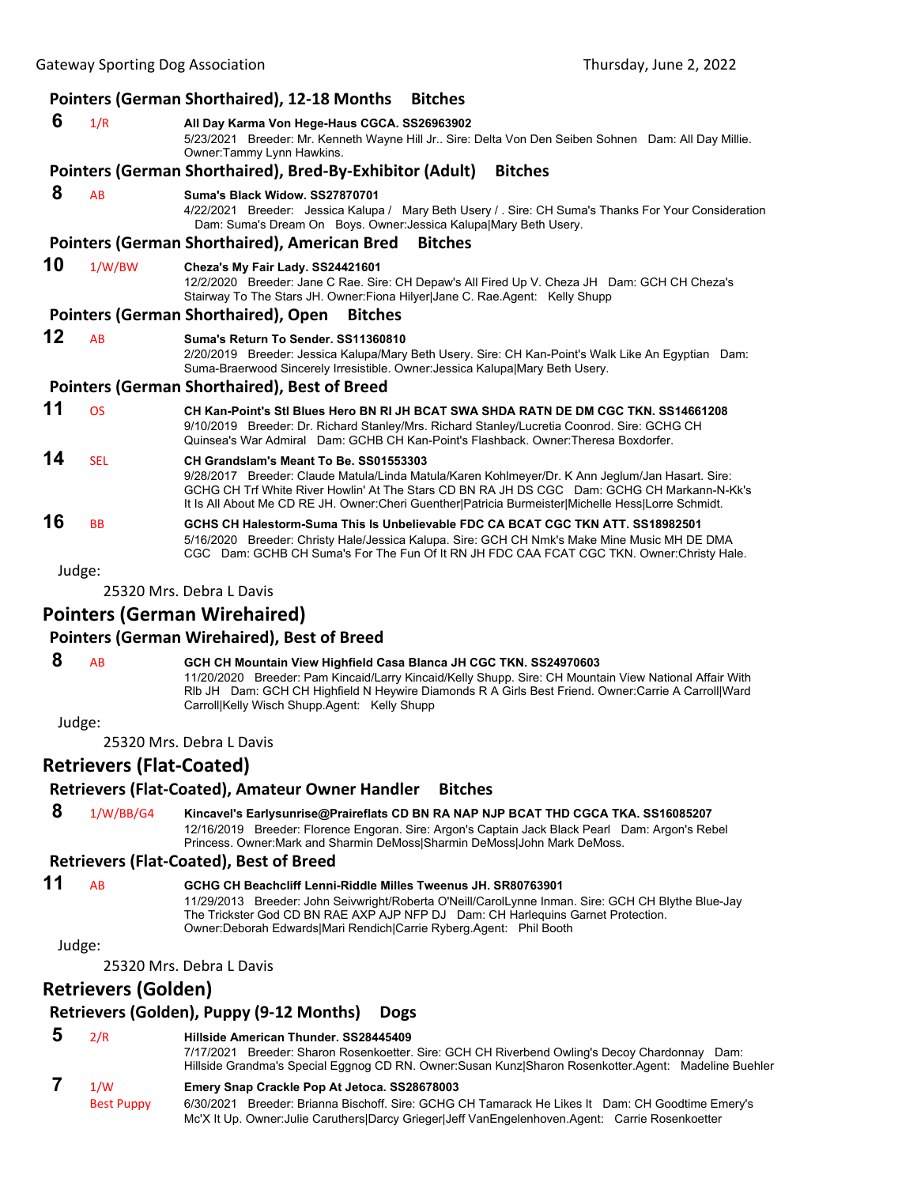### Pointers (German Shorthaired), 12-18 Months Bitches

**6** 1/R **All Day Karma Von Hege-Haus CGCA. SS26963902**
5/23/2021 Breeder: Mr. Kenneth Wayne Hill Jr.. Sire: Delta Von Den Seiben Sohnen Dam: All Day Millie. Owner:Tammy Lynn Hawkins.

### Pointers (German Shorthaired), Bred-By-Exhibitor (Adult) Bitches

**8** AB **Suma's Black Widow. SS27870701**
4/22/2021 Breeder: Jessica Kalupa / Mary Beth Usery / . Sire: CH Suma's Thanks For Your Consideration Dam: Suma's Dream On Boys. Owner:Jessica Kalupa|Mary Beth Usery.

### Pointers (German Shorthaired), American Bred Bitches

**10** 1/W/BW **Cheza's My Fair Lady. SS24421601**
12/2/2020 Breeder: Jane C Rae. Sire: CH Depaw's All Fired Up V. Cheza JH Dam: GCH CH Cheza's Stairway To The Stars JH. Owner:Fiona Hilyer|Jane C. Rae.Agent: Kelly Shupp

### Pointers (German Shorthaired), Open Bitches

**12** AB **Suma's Return To Sender. SS11360810**
2/20/2019 Breeder: Jessica Kalupa/Mary Beth Usery. Sire: CH Kan-Point's Walk Like An Egyptian Dam: Suma-Braerwood Sincerely Irresistible. Owner:Jessica Kalupa|Mary Beth Usery.

### Pointers (German Shorthaired), Best of Breed

**11** OS **CH Kan-Point's Stl Blues Hero BN RI JH BCAT SWA SHDA RATN DE DM CGC TKN. SS14661208**
9/10/2019 Breeder: Dr. Richard Stanley/Mrs. Richard Stanley/Lucretia Coonrod. Sire: GCHG CH Quinsea's War Admiral Dam: GCHB CH Kan-Point's Flashback. Owner:Theresa Boxdorfer.

**14** SEL **CH Grandslam's Meant To Be. SS01553303**
9/28/2017 Breeder: Claude Matula/Linda Matula/Karen Kohlmeyer/Dr. K Ann Jeglum/Jan Hasart. Sire: GCHG CH Trf White River Howlin' At The Stars CD BN RA JH DS CGC Dam: GCHG CH Markann-N-Kk's It Is All About Me CD RE JH. Owner:Cheri Guenther|Patricia Burmeister|Michelle Hess|Lorre Schmidt.

**16** BB **GCHS CH Halestorm-Suma This Is Unbelievable FDC CA BCAT CGC TKN ATT. SS18982501**
5/16/2020 Breeder: Christy Hale/Jessica Kalupa. Sire: GCH CH Nmk's Make Mine Music MH DE DMA CGC Dam: GCHB CH Suma's For The Fun Of It RN JH FDC CAA FCAT CGC TKN. Owner:Christy Hale.

Judge:

25320 Mrs. Debra L Davis

## Pointers (German Wirehaired)

### Pointers (German Wirehaired), Best of Breed

**8** AB **GCH CH Mountain View Highfield Casa Blanca JH CGC TKN. SS24970603**
11/20/2020 Breeder: Pam Kincaid/Larry Kincaid/Kelly Shupp. Sire: CH Mountain View National Affair With Rlb JH Dam: GCH CH Highfield N Heywire Diamonds R A Girls Best Friend. Owner:Carrie A Carroll|Ward Carroll|Kelly Wisch Shupp.Agent: Kelly Shupp

Judge:

25320 Mrs. Debra L Davis

## Retrievers (Flat-Coated)

### Retrievers (Flat-Coated), Amateur Owner Handler Bitches

**8** 1/W/BB/G4 **Kincavel's Earlysunrise@Praireflats CD BN RA NAP NJP BCAT THD CGCA TKA. SS16085207**
12/16/2019 Breeder: Florence Engoran. Sire: Argon's Captain Jack Black Pearl Dam: Argon's Rebel Princess. Owner:Mark and Sharmin DeMoss|Sharmin DeMoss|John Mark DeMoss.

### Retrievers (Flat-Coated), Best of Breed

**11** AB **GCHG CH Beachcliff Lenni-Riddle Milles Tweenus JH. SR80763901**
11/29/2013 Breeder: John Seivwright/Roberta O'Neill/CarolLynne Inman. Sire: GCH CH Blythe Blue-Jay The Trickster God CD BN RAE AXP AJP NFP DJ Dam: CH Harlequins Garnet Protection. Owner:Deborah Edwards|Mari Rendich|Carrie Ryberg.Agent: Phil Booth

Judge:

25320 Mrs. Debra L Davis

## Retrievers (Golden)

### Retrievers (Golden), Puppy (9-12 Months) Dogs

**5** 2/R **Hillside American Thunder. SS28445409**
7/17/2021 Breeder: Sharon Rosenkoetter. Sire: GCH CH Riverbend Owling's Decoy Chardonnay Dam: Hillside Grandma's Special Eggnog CD RN. Owner:Susan Kunz|Sharon Rosenkotter.Agent: Madeline Buehler

**7** 1/W Best Puppy **Emery Snap Crackle Pop At Jetoca. SS28678003**
6/30/2021 Breeder: Brianna Bischoff. Sire: GCHG CH Tamarack He Likes It Dam: CH Goodtime Emery's Mc'X It Up. Owner:Julie Caruthers|Darcy Grieger|Jeff VanEngelenhoven.Agent: Carrie Rosenkoetter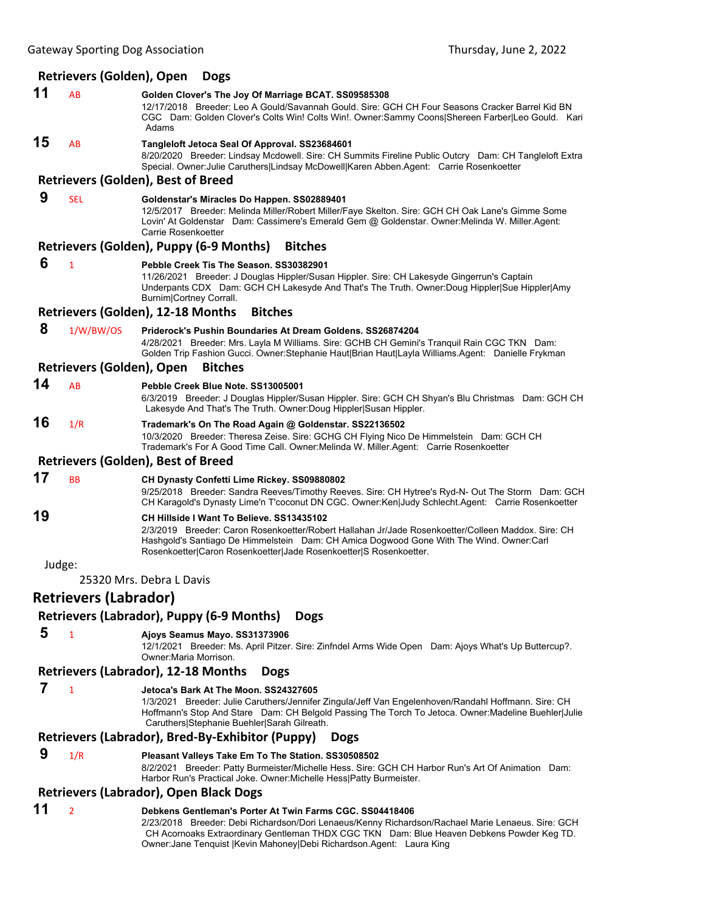### Retrievers (Golden), Open Dogs

**11** AB **Golden Clover's The Joy Of Marriage BCAT. SS09585308**
12/17/2018 Breeder: Leo A Gould/Savannah Gould. Sire: GCH CH Four Seasons Cracker Barrel Kid BN CGC Dam: Golden Clover's Colts Win! Colts Win!. Owner:Sammy Coons|Shereen Farber|Leo Gould. Kari Adams

**15** AB **Tangleloft Jetoca Seal Of Approval. SS23684601**
8/20/2020 Breeder: Lindsay Mcdowell. Sire: CH Summits Fireline Public Outcry Dam: CH Tangleloft Extra Special. Owner:Julie Caruthers|Lindsay McDowell|Karen Abben.Agent: Carrie Rosenkoetter

### Retrievers (Golden), Best of Breed

**9** SEL **Goldenstar's Miracles Do Happen. SS02889401**
12/5/2017 Breeder: Melinda Miller/Robert Miller/Faye Skelton. Sire: GCH CH Oak Lane's Gimme Some Lovin' At Goldenstar Dam: Cassimere's Emerald Gem @ Goldenstar. Owner:Melinda W. Miller.Agent: Carrie Rosenkoetter

### Retrievers (Golden), Puppy (6-9 Months) Bitches

**6** 1 **Pebble Creek Tis The Season. SS30382901**
11/26/2021 Breeder: J Douglas Hippler/Susan Hippler. Sire: CH Lakesyde Gingerrun's Captain Underpants CDX Dam: GCH CH Lakesyde And That's The Truth. Owner:Doug Hippler|Sue Hippler|Amy Burnim|Cortney Corrall.

### Retrievers (Golden), 12-18 Months Bitches

**8** 1/W/BW/OS **Priderock's Pushin Boundaries At Dream Goldens. SS26874204**
4/28/2021 Breeder: Mrs. Layla M Williams. Sire: GCHB CH Gemini's Tranquil Rain CGC TKN Dam: Golden Trip Fashion Gucci. Owner:Stephanie Haut|Brian Haut|Layla Williams.Agent: Danielle Frykman

### Retrievers (Golden), Open Bitches

**14** AB **Pebble Creek Blue Note. SS13005001**
6/3/2019 Breeder: J Douglas Hippler/Susan Hippler. Sire: GCH CH Shyan's Blu Christmas Dam: GCH CH Lakesyde And That's The Truth. Owner:Doug Hippler|Susan Hippler.

**16** 1/R **Trademark's On The Road Again @ Goldenstar. SS22136502**
10/3/2020 Breeder: Theresa Zeise. Sire: GCHG CH Flying Nico De Himmelstein Dam: GCH CH Trademark's For A Good Time Call. Owner:Melinda W. Miller.Agent: Carrie Rosenkoetter

### Retrievers (Golden), Best of Breed

**17** BB **CH Dynasty Confetti Lime Rickey. SS09880802**
9/25/2018 Breeder: Sandra Reeves/Timothy Reeves. Sire: CH Hytree's Ryd-N- Out The Storm Dam: GCH CH Karagold's Dynasty Lime'n T'coconut DN CGC. Owner:Ken|Judy Schlecht.Agent: Carrie Rosenkoetter

**19** **CH Hillside I Want To Believe. SS13435102**
2/3/2019 Breeder: Caron Rosenkoetter/Robert Hallahan Jr/Jade Rosenkoetter/Colleen Maddox. Sire: CH Hashgold's Santiago De Himmelstein Dam: CH Amica Dogwood Gone With The Wind. Owner:Carl Rosenkoetter|Caron Rosenkoetter|Jade Rosenkoetter|S Rosenkoetter.

Judge:

25320 Mrs. Debra L Davis

## Retrievers (Labrador)

### Retrievers (Labrador), Puppy (6-9 Months) Dogs

**5** 1 **Ajoys Seamus Mayo. SS31373906**
12/1/2021 Breeder: Ms. April Pitzer. Sire: Zinfndel Arms Wide Open Dam: Ajoys What's Up Buttercup?. Owner:Maria Morrison.

### Retrievers (Labrador), 12-18 Months Dogs

**7** 1 **Jetoca's Bark At The Moon. SS24327605**
1/3/2021 Breeder: Julie Caruthers/Jennifer Zingula/Jeff Van Engelenhoven/Randahl Hoffmann. Sire: CH Hoffmann's Stop And Stare Dam: CH Belgold Passing The Torch To Jetoca. Owner:Madeline Buehler|Julie Caruthers|Stephanie Buehler|Sarah Gilreath.

### Retrievers (Labrador), Bred-By-Exhibitor (Puppy) Dogs

**9** 1/R **Pleasant Valleys Take Em To The Station. SS30508502**
8/2/2021 Breeder: Patty Burmeister/Michelle Hess. Sire: GCH CH Harbor Run's Art Of Animation Dam: Harbor Run's Practical Joke. Owner:Michelle Hess|Patty Burmeister.

### Retrievers (Labrador), Open Black Dogs

**11** 2 **Debkens Gentleman's Porter At Twin Farms CGC. SS04418406**
2/23/2018 Breeder: Debi Richardson/Dori Lenaeus/Kenny Richardson/Rachael Marie Lenaeus. Sire: GCH CH Acornoaks Extraordinary Gentleman THDX CGC TKN Dam: Blue Heaven Debkens Powder Keg TD. Owner:Jane Tenquist |Kevin Mahoney|Debi Richardson.Agent: Laura King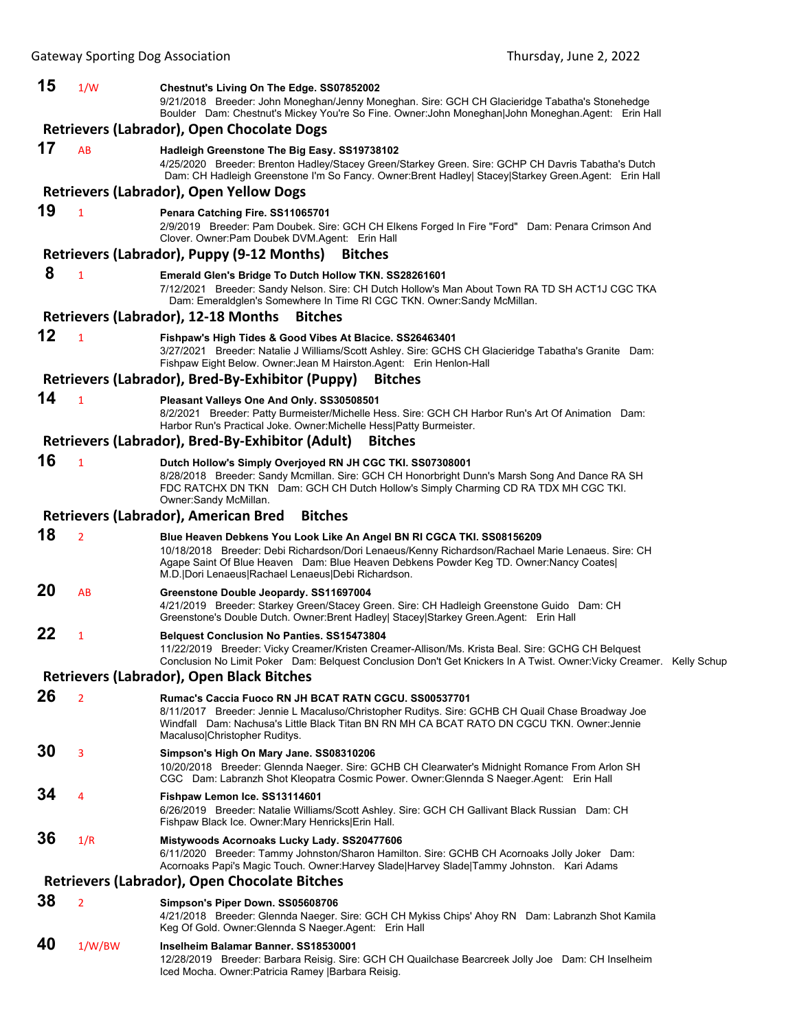**15** 1/W **Chestnut's Living On The Edge. SS07852002**
9/21/2018 Breeder: John Moneghan/Jenny Moneghan. Sire: GCH CH Glacieridge Tabatha's Stonehedge Boulder Dam: Chestnut's Mickey You're So Fine. Owner:John Moneghan|John Moneghan.Agent: Erin Hall

### Retrievers (Labrador), Open Chocolate Dogs

**17** AB **Hadleigh Greenstone The Big Easy. SS19738102**
4/25/2020 Breeder: Brenton Hadley/Stacey Green/Starkey Green. Sire: GCHP CH Davris Tabatha's Dutch Dam: CH Hadleigh Greenstone I'm So Fancy. Owner:Brent Hadley| Stacey|Starkey Green.Agent: Erin Hall

### Retrievers (Labrador), Open Yellow Dogs

**19** 1 **Penara Catching Fire. SS11065701**
2/9/2019 Breeder: Pam Doubek. Sire: GCH CH Elkens Forged In Fire "Ford" Dam: Penara Crimson And Clover. Owner:Pam Doubek DVM.Agent: Erin Hall

### Retrievers (Labrador), Puppy (9-12 Months) Bitches

**8** 1 **Emerald Glen's Bridge To Dutch Hollow TKN. SS28261601**
7/12/2021 Breeder: Sandy Nelson. Sire: CH Dutch Hollow's Man About Town RA TD SH ACT1J CGC TKA Dam: Emeraldglen's Somewhere In Time RI CGC TKN. Owner:Sandy McMillan.

### Retrievers (Labrador), 12-18 Months Bitches

**12** 1 **Fishpaw's High Tides & Good Vibes At Blacice. SS26463401**
3/27/2021 Breeder: Natalie J Williams/Scott Ashley. Sire: GCHS CH Glacieridge Tabatha's Granite Dam: Fishpaw Eight Below. Owner:Jean M Hairston.Agent: Erin Henlon-Hall

### Retrievers (Labrador), Bred-By-Exhibitor (Puppy) Bitches

**14** 1 **Pleasant Valleys One And Only. SS30508501**
8/2/2021 Breeder: Patty Burmeister/Michelle Hess. Sire: GCH CH Harbor Run's Art Of Animation Dam: Harbor Run's Practical Joke. Owner:Michelle Hess|Patty Burmeister.

### Retrievers (Labrador), Bred-By-Exhibitor (Adult) Bitches

**16** 1 **Dutch Hollow's Simply Overjoyed RN JH CGC TKI. SS07308001**
8/28/2018 Breeder: Sandy Mcmillan. Sire: GCH CH Honorbright Dunn's Marsh Song And Dance RA SH FDC RATCHX DN TKN Dam: GCH CH Dutch Hollow's Simply Charming CD RA TDX MH CGC TKI. Owner:Sandy McMillan.

### Retrievers (Labrador), American Bred Bitches

**18** 2 **Blue Heaven Debkens You Look Like An Angel BN RI CGCA TKI. SS08156209**
10/18/2018 Breeder: Debi Richardson/Dori Lenaeus/Kenny Richardson/Rachael Marie Lenaeus. Sire: CH Agape Saint Of Blue Heaven Dam: Blue Heaven Debkens Powder Keg TD. Owner:Nancy Coates| M.D.|Dori Lenaeus|Rachael Lenaeus|Debi Richardson.

**20** AB **Greenstone Double Jeopardy. SS11697004**
4/21/2019 Breeder: Starkey Green/Stacey Green. Sire: CH Hadleigh Greenstone Guido Dam: CH Greenstone's Double Dutch. Owner:Brent Hadley| Stacey|Starkey Green.Agent: Erin Hall

**22** 1 **Belquest Conclusion No Panties. SS15473804**
11/22/2019 Breeder: Vicky Creamer/Kristen Creamer-Allison/Ms. Krista Beal. Sire: GCHG CH Belquest Conclusion No Limit Poker Dam: Belquest Conclusion Don't Get Knickers In A Twist. Owner:Vicky Creamer. Kelly Schup

### Retrievers (Labrador), Open Black Bitches

**26** 2 **Rumac's Caccia Fuoco RN JH BCAT RATN CGCU. SS00537701**
8/11/2017 Breeder: Jennie L Macaluso/Christopher Ruditys. Sire: GCHB CH Quail Chase Broadway Joe Windfall Dam: Nachusa's Little Black Titan BN RN MH CA BCAT RATO DN CGCU TKN. Owner:Jennie Macaluso|Christopher Ruditys.

**30** 3 **Simpson's High On Mary Jane. SS08310206**
10/20/2018 Breeder: Glennda Naeger. Sire: GCHB CH Clearwater's Midnight Romance From Arlon SH CGC Dam: Labranzh Shot Kleopatra Cosmic Power. Owner:Glennda S Naeger.Agent: Erin Hall

**34** 4 **Fishpaw Lemon Ice. SS13114601**
6/26/2019 Breeder: Natalie Williams/Scott Ashley. Sire: GCH CH Gallivant Black Russian Dam: CH Fishpaw Black Ice. Owner:Mary Henricks|Erin Hall.

**36** 1/R **Mistywoods Acornoaks Lucky Lady. SS20477606**
6/11/2020 Breeder: Tammy Johnston/Sharon Hamilton. Sire: GCHB CH Acornoaks Jolly Joker Dam: Acornoaks Papi's Magic Touch. Owner:Harvey Slade|Harvey Slade|Tammy Johnston. Kari Adams

### Retrievers (Labrador), Open Chocolate Bitches

**38** 2 **Simpson's Piper Down. SS05608706**
4/21/2018 Breeder: Glennda Naeger. Sire: GCH CH Mykiss Chips' Ahoy RN Dam: Labranzh Shot Kamila Keg Of Gold. Owner:Glennda S Naeger.Agent: Erin Hall

**40** 1/W/BW **Inselheim Balamar Banner. SS18530001**
12/28/2019 Breeder: Barbara Reisig. Sire: GCH CH Quailchase Bearcreek Jolly Joe Dam: CH Inselheim Iced Mocha. Owner:Patricia Ramey |Barbara Reisig.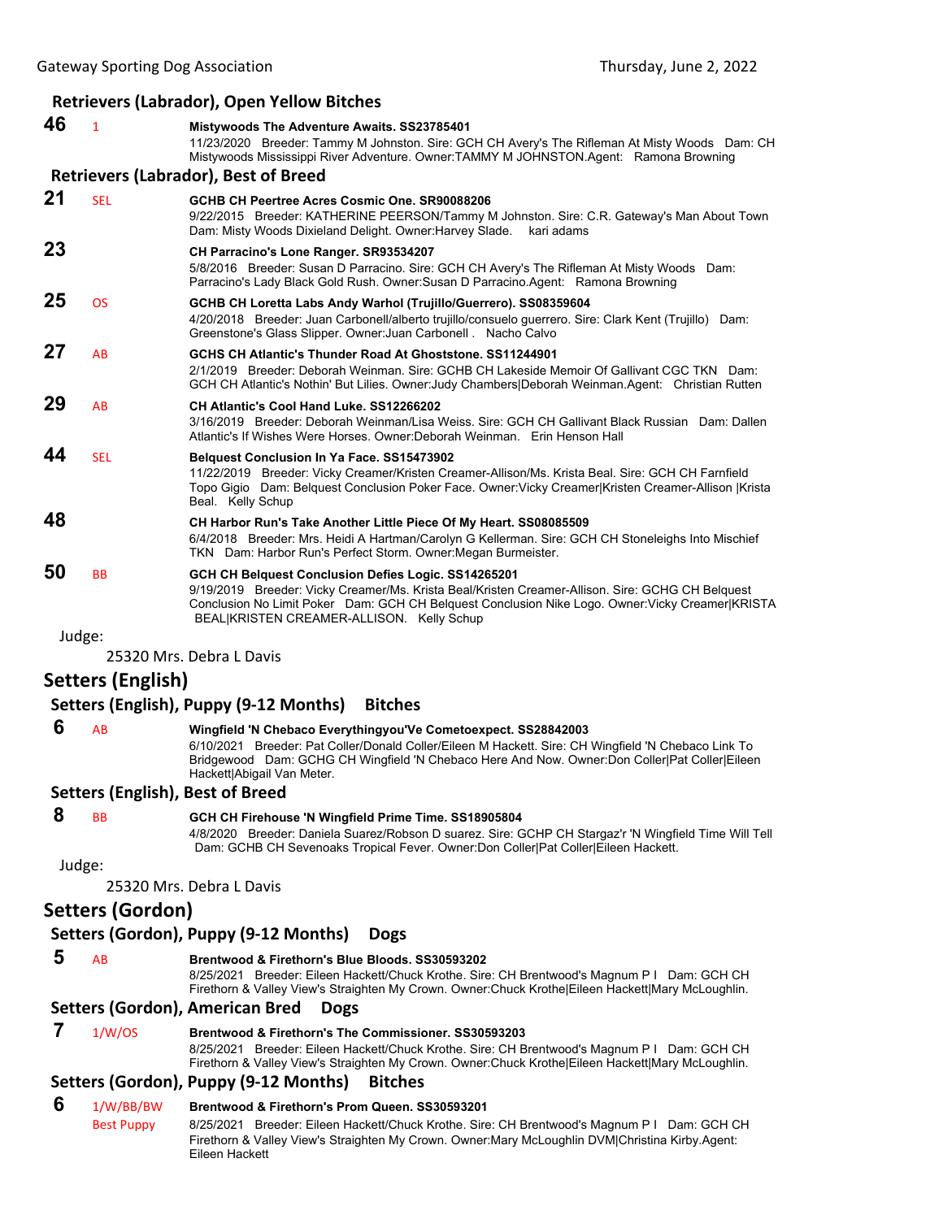### Retrievers (Labrador), Open Yellow Bitches

**46** 1 **Mistywoods The Adventure Awaits. SS23785401**
11/23/2020 Breeder: Tammy M Johnston. Sire: GCH CH Avery's The Rifleman At Misty Woods Dam: CH Mistywoods Mississippi River Adventure. Owner:TAMMY M JOHNSTON.Agent: Ramona Browning

### Retrievers (Labrador), Best of Breed

**21** SEL **GCHB CH Peertree Acres Cosmic One. SR90088206**
9/22/2015 Breeder: KATHERINE PEERSON/Tammy M Johnston. Sire: C.R. Gateway's Man About Town Dam: Misty Woods Dixieland Delight. Owner:Harvey Slade. kari adams

**23** **CH Parracino's Lone Ranger. SR93534207**
5/8/2016 Breeder: Susan D Parracino. Sire: GCH CH Avery's The Rifleman At Misty Woods Dam: Parracino's Lady Black Gold Rush. Owner:Susan D Parracino.Agent: Ramona Browning

**25** OS **GCHB CH Loretta Labs Andy Warhol (Trujillo/Guerrero). SS08359604**
4/20/2018 Breeder: Juan Carbonell/alberto trujillo/consuelo guerrero. Sire: Clark Kent (Trujillo) Dam: Greenstone's Glass Slipper. Owner:Juan Carbonell . Nacho Calvo

**27** AB **GCHS CH Atlantic's Thunder Road At Ghoststone. SS11244901**
2/1/2019 Breeder: Deborah Weinman. Sire: GCHB CH Lakeside Memoir Of Gallivant CGC TKN Dam: GCH CH Atlantic's Nothin' But Lilies. Owner:Judy Chambers|Deborah Weinman.Agent: Christian Rutten

**29** AB **CH Atlantic's Cool Hand Luke. SS12266202**
3/16/2019 Breeder: Deborah Weinman/Lisa Weiss. Sire: GCH CH Gallivant Black Russian Dam: Dallen Atlantic's If Wishes Were Horses. Owner:Deborah Weinman. Erin Henson Hall

**44** SEL **Belquest Conclusion In Ya Face. SS15473902**
11/22/2019 Breeder: Vicky Creamer/Kristen Creamer-Allison/Ms. Krista Beal. Sire: GCH CH Farnfield Topo Gigio Dam: Belquest Conclusion Poker Face. Owner:Vicky Creamer|Kristen Creamer-Allison |Krista Beal. Kelly Schup

**48** **CH Harbor Run's Take Another Little Piece Of My Heart. SS08085509**
6/4/2018 Breeder: Mrs. Heidi A Hartman/Carolyn G Kellerman. Sire: GCH CH Stoneleighs Into Mischief TKN Dam: Harbor Run's Perfect Storm. Owner:Megan Burmeister.

**50** BB **GCH CH Belquest Conclusion Defies Logic. SS14265201**
9/19/2019 Breeder: Vicky Creamer/Ms. Krista Beal/Kristen Creamer-Allison. Sire: GCHG CH Belquest Conclusion No Limit Poker Dam: GCH CH Belquest Conclusion Nike Logo. Owner:Vicky Creamer|KRISTA BEAL|KRISTEN CREAMER-ALLISON. Kelly Schup

Judge:

25320 Mrs. Debra L Davis

## Setters (English)

### Setters (English), Puppy (9-12 Months) Bitches

**6** AB **Wingfield 'N Chebaco Everythingyou'Ve Cometoexpect. SS28842003**
6/10/2021 Breeder: Pat Coller/Donald Coller/Eileen M Hackett. Sire: CH Wingfield 'N Chebaco Link To Bridgewood Dam: GCHG CH Wingfield 'N Chebaco Here And Now. Owner:Don Coller|Pat Coller|Eileen Hackett|Abigail Van Meter.

### Setters (English), Best of Breed

**8** BB **GCH CH Firehouse 'N Wingfield Prime Time. SS18905804**
4/8/2020 Breeder: Daniela Suarez/Robson D suarez. Sire: GCHP CH Stargaz'r 'N Wingfield Time Will Tell Dam: GCHB CH Sevenoaks Tropical Fever. Owner:Don Coller|Pat Coller|Eileen Hackett.

Judge:

25320 Mrs. Debra L Davis

## Setters (Gordon)

### Setters (Gordon), Puppy (9-12 Months) Dogs

**5** AB **Brentwood & Firethorn's Blue Bloods. SS30593202**
8/25/2021 Breeder: Eileen Hackett/Chuck Krothe. Sire: CH Brentwood's Magnum P I Dam: GCH CH Firethorn & Valley View's Straighten My Crown. Owner:Chuck Krothe|Eileen Hackett|Mary McLoughlin.

### Setters (Gordon), American Bred Dogs

**7** 1/W/OS **Brentwood & Firethorn's The Commissioner. SS30593203**
8/25/2021 Breeder: Eileen Hackett/Chuck Krothe. Sire: CH Brentwood's Magnum P I Dam: GCH CH Firethorn & Valley View's Straighten My Crown. Owner:Chuck Krothe|Eileen Hackett|Mary McLoughlin.

### Setters (Gordon), Puppy (9-12 Months) Bitches

**6** 1/W/BB/BW Best Puppy **Brentwood & Firethorn's Prom Queen. SS30593201**
8/25/2021 Breeder: Eileen Hackett/Chuck Krothe. Sire: CH Brentwood's Magnum P I Dam: GCH CH Firethorn & Valley View's Straighten My Crown. Owner:Mary McLoughlin DVM|Christina Kirby.Agent: Eileen Hackett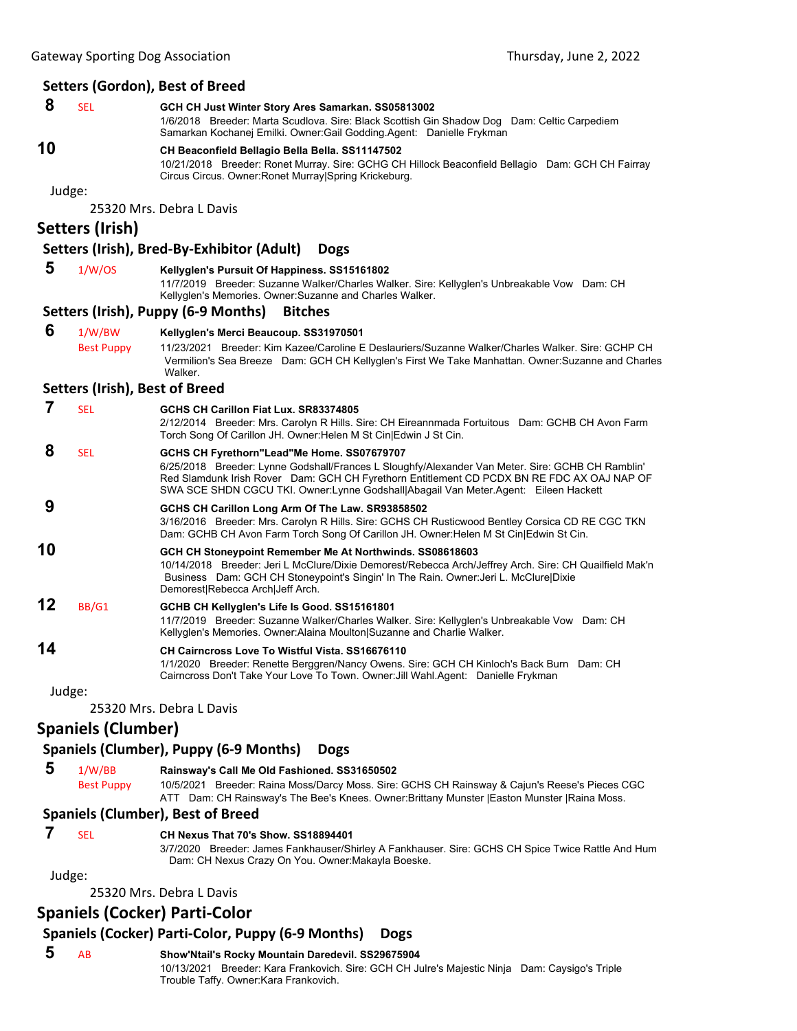### Setters (Gordon), Best of Breed

**8** SEL **GCH CH Just Winter Story Ares Samarkan. SS05813002**
1/6/2018 Breeder: Marta Scudlova. Sire: Black Scottish Gin Shadow Dog Dam: Celtic Carpediem Samarkan Kochanej Emilki. Owner:Gail Godding.Agent: Danielle Frykman

**10** **CH Beaconfield Bellagio Bella Bella. SS11147502**
10/21/2018 Breeder: Ronet Murray. Sire: GCHG CH Hillock Beaconfield Bellagio Dam: GCH CH Fairray Circus Circus. Owner:Ronet Murray|Spring Krickeburg.

Judge:

25320 Mrs. Debra L Davis

## Setters (Irish)

### Setters (Irish), Bred-By-Exhibitor (Adult) Dogs

**5** 1/W/OS **Kellyglen's Pursuit Of Happiness. SS15161802**
11/7/2019 Breeder: Suzanne Walker/Charles Walker. Sire: Kellyglen's Unbreakable Vow Dam: CH Kellyglen's Memories. Owner:Suzanne and Charles Walker.

### Setters (Irish), Puppy (6-9 Months) Bitches

**6** 1/W/BW Best Puppy **Kellyglen's Merci Beaucoup. SS31970501**
11/23/2021 Breeder: Kim Kazee/Caroline E Deslauriers/Suzanne Walker/Charles Walker. Sire: GCHP CH Vermilion's Sea Breeze Dam: GCH CH Kellyglen's First We Take Manhattan. Owner:Suzanne and Charles Walker.

### Setters (Irish), Best of Breed

**7** SEL **GCHS CH Carillon Fiat Lux. SR83374805**
2/12/2014 Breeder: Mrs. Carolyn R Hills. Sire: CH Eireannmada Fortuitous Dam: GCHB CH Avon Farm Torch Song Of Carillon JH. Owner:Helen M St Cin|Edwin J St Cin.

**8** SEL **GCHS CH Fyrethorn"Lead"Me Home. SS07679707**
6/25/2018 Breeder: Lynne Godshall/Frances L Sloughfy/Alexander Van Meter. Sire: GCHB CH Ramblin' Red Slamdunk Irish Rover Dam: GCH CH Fyrethorn Entitlement CD PCDX BN RE FDC AX OAJ NAP OF SWA SCE SHDN CGCU TKI. Owner:Lynne Godshall|Abagail Van Meter.Agent: Eileen Hackett

**9** **GCHS CH Carillon Long Arm Of The Law. SR93858502**
3/16/2016 Breeder: Mrs. Carolyn R Hills. Sire: GCHS CH Rusticwood Bentley Corsica CD RE CGC TKN Dam: GCHB CH Avon Farm Torch Song Of Carillon JH. Owner:Helen M St Cin|Edwin St Cin.

**10** **GCH CH Stoneypoint Remember Me At Northwinds. SS08618603**
10/14/2018 Breeder: Jeri L McClure/Dixie Demorest/Rebecca Arch/Jeffrey Arch. Sire: CH Quailfield Mak'n Business Dam: GCH CH Stoneypoint's Singin' In The Rain. Owner:Jeri L. McClure|Dixie Demorest|Rebecca Arch|Jeff Arch.

**12** BB/G1 **GCHB CH Kellyglen's Life Is Good. SS15161801**
11/7/2019 Breeder: Suzanne Walker/Charles Walker. Sire: Kellyglen's Unbreakable Vow Dam: CH Kellyglen's Memories. Owner:Alaina Moulton|Suzanne and Charlie Walker.

**14** **CH Cairncross Love To Wistful Vista. SS16676110**
1/1/2020 Breeder: Renette Berggren/Nancy Owens. Sire: GCH CH Kinloch's Back Burn Dam: CH Cairncross Don't Take Your Love To Town. Owner:Jill Wahl.Agent: Danielle Frykman

Judge:

25320 Mrs. Debra L Davis

## Spaniels (Clumber)

### Spaniels (Clumber), Puppy (6-9 Months) Dogs

**5** 1/W/BB Best Puppy **Rainsway's Call Me Old Fashioned. SS31650502**
10/5/2021 Breeder: Raina Moss/Darcy Moss. Sire: GCHS CH Rainsway & Cajun's Reese's Pieces CGC ATT Dam: CH Rainsway's The Bee's Knees. Owner:Brittany Munster |Easton Munster |Raina Moss.

### Spaniels (Clumber), Best of Breed

**7** SEL **CH Nexus That 70's Show. SS18894401**
3/7/2020 Breeder: James Fankhauser/Shirley A Fankhauser. Sire: GCHS CH Spice Twice Rattle And Hum Dam: CH Nexus Crazy On You. Owner:Makayla Boeske.

Judge:

25320 Mrs. Debra L Davis

## Spaniels (Cocker) Parti-Color

### Spaniels (Cocker) Parti-Color, Puppy (6-9 Months) Dogs

**5** AB **Show'Ntail's Rocky Mountain Daredevil. SS29675904**
10/13/2021 Breeder: Kara Frankovich. Sire: GCH CH Julre's Majestic Ninja Dam: Caysigo's Triple Trouble Taffy. Owner:Kara Frankovich.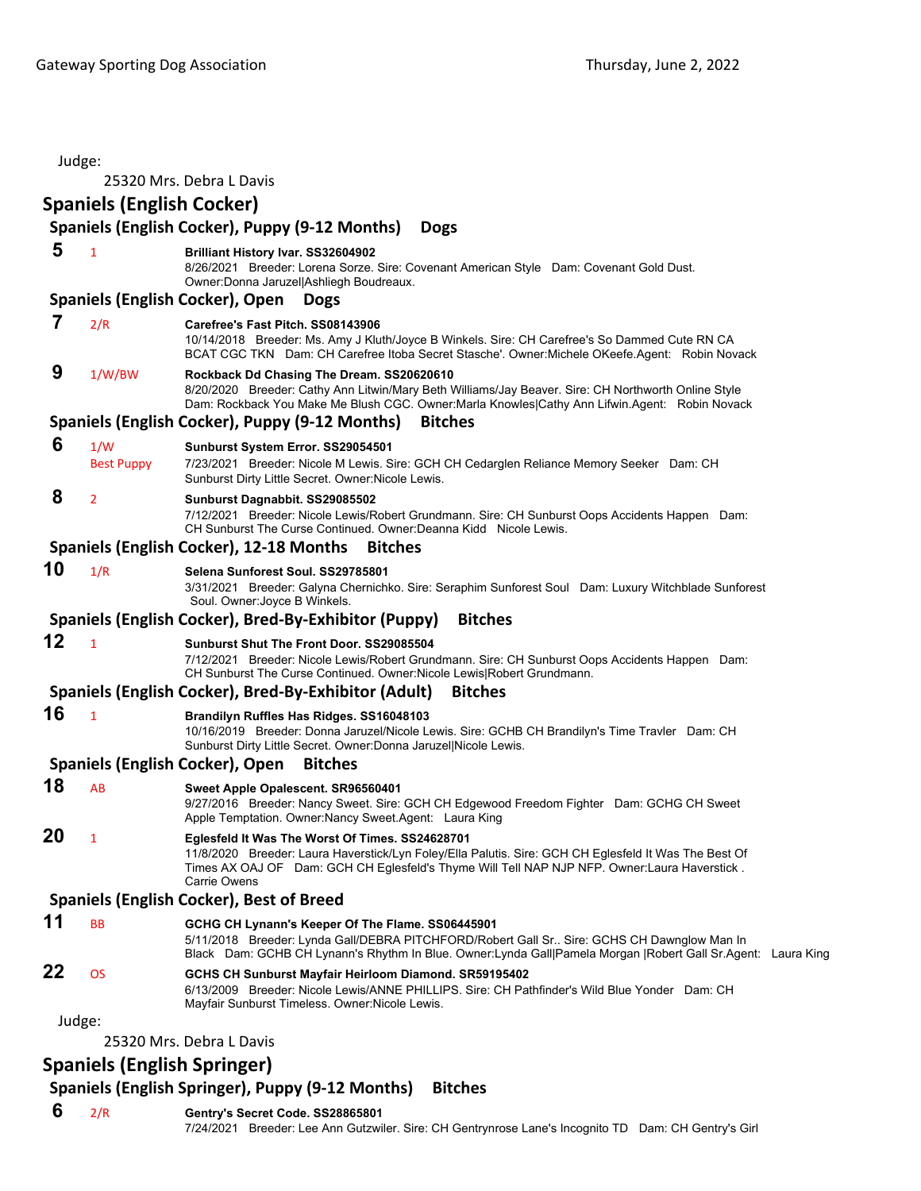Judge:

25320 Mrs. Debra L Davis

## Spaniels (English Cocker)

### Spaniels (English Cocker), Puppy (9-12 Months) Dogs

**5** 1 **Brilliant History Ivar. SS32604902**
8/26/2021 Breeder: Lorena Sorze. Sire: Covenant American Style Dam: Covenant Gold Dust. Owner:Donna Jaruzel|Ashliegh Boudreaux.

### Spaniels (English Cocker), Open Dogs

**7** 2/R **Carefree's Fast Pitch. SS08143906**
10/14/2018 Breeder: Ms. Amy J Kluth/Joyce B Winkels. Sire: CH Carefree's So Dammed Cute RN CA BCAT CGC TKN Dam: CH Carefree Itoba Secret Stasche'. Owner:Michele OKeefe.Agent: Robin Novack

**9** 1/W/BW **Rockback Dd Chasing The Dream. SS20620610**
8/20/2020 Breeder: Cathy Ann Litwin/Mary Beth Williams/Jay Beaver. Sire: CH Northworth Online Style Dam: Rockback You Make Me Blush CGC. Owner:Marla Knowles|Cathy Ann Lifwin.Agent: Robin Novack

### Spaniels (English Cocker), Puppy (9-12 Months) Bitches

**6** 1/W Best Puppy **Sunburst System Error. SS29054501**
7/23/2021 Breeder: Nicole M Lewis. Sire: GCH CH Cedarglen Reliance Memory Seeker Dam: CH Sunburst Dirty Little Secret. Owner:Nicole Lewis.

**8** 2 **Sunburst Dagnabbit. SS29085502**
7/12/2021 Breeder: Nicole Lewis/Robert Grundmann. Sire: CH Sunburst Oops Accidents Happen Dam: CH Sunburst The Curse Continued. Owner:Deanna Kidd Nicole Lewis.

### Spaniels (English Cocker), 12-18 Months Bitches

**10** 1/R **Selena Sunforest Soul. SS29785801**
3/31/2021 Breeder: Galyna Chernichko. Sire: Seraphim Sunforest Soul Dam: Luxury Witchblade Sunforest Soul. Owner:Joyce B Winkels.

### Spaniels (English Cocker), Bred-By-Exhibitor (Puppy) Bitches

**12** 1 **Sunburst Shut The Front Door. SS29085504**
7/12/2021 Breeder: Nicole Lewis/Robert Grundmann. Sire: CH Sunburst Oops Accidents Happen Dam: CH Sunburst The Curse Continued. Owner:Nicole Lewis|Robert Grundmann.

### Spaniels (English Cocker), Bred-By-Exhibitor (Adult) Bitches

**16** 1 **Brandilyn Ruffles Has Ridges. SS16048103**
10/16/2019 Breeder: Donna Jaruzel/Nicole Lewis. Sire: GCHB CH Brandilyn's Time Travler Dam: CH Sunburst Dirty Little Secret. Owner:Donna Jaruzel|Nicole Lewis.

### Spaniels (English Cocker), Open Bitches

**18** AB **Sweet Apple Opalescent. SR96560401**
9/27/2016 Breeder: Nancy Sweet. Sire: GCH CH Edgewood Freedom Fighter Dam: GCHG CH Sweet Apple Temptation. Owner:Nancy Sweet.Agent: Laura King

**20** 1 **Eglesfeld It Was The Worst Of Times. SS24628701**
11/8/2020 Breeder: Laura Haverstick/Lyn Foley/Ella Palutis. Sire: GCH CH Eglesfeld It Was The Best Of Times AX OAJ OF Dam: GCH CH Eglesfeld's Thyme Will Tell NAP NJP NFP. Owner:Laura Haverstick . Carrie Owens

### Spaniels (English Cocker), Best of Breed

**11** BB **GCHG CH Lynann's Keeper Of The Flame. SS06445901**
5/11/2018 Breeder: Lynda Gall/DEBRA PITCHFORD/Robert Gall Sr.. Sire: GCHS CH Dawnglow Man In Black Dam: GCHB CH Lynann's Rhythm In Blue. Owner:Lynda Gall|Pamela Morgan |Robert Gall Sr.Agent: Laura King

**22** OS **GCHS CH Sunburst Mayfair Heirloom Diamond. SR59195402**
6/13/2009 Breeder: Nicole Lewis/ANNE PHILLIPS. Sire: CH Pathfinder's Wild Blue Yonder Dam: CH Mayfair Sunburst Timeless. Owner:Nicole Lewis.

Judge:

25320 Mrs. Debra L Davis

## Spaniels (English Springer)

### Spaniels (English Springer), Puppy (9-12 Months) Bitches

**6** 2/R **Gentry's Secret Code. SS28865801**
7/24/2021 Breeder: Lee Ann Gutzwiler. Sire: CH Gentrynrose Lane's Incognito TD Dam: CH Gentry's Girl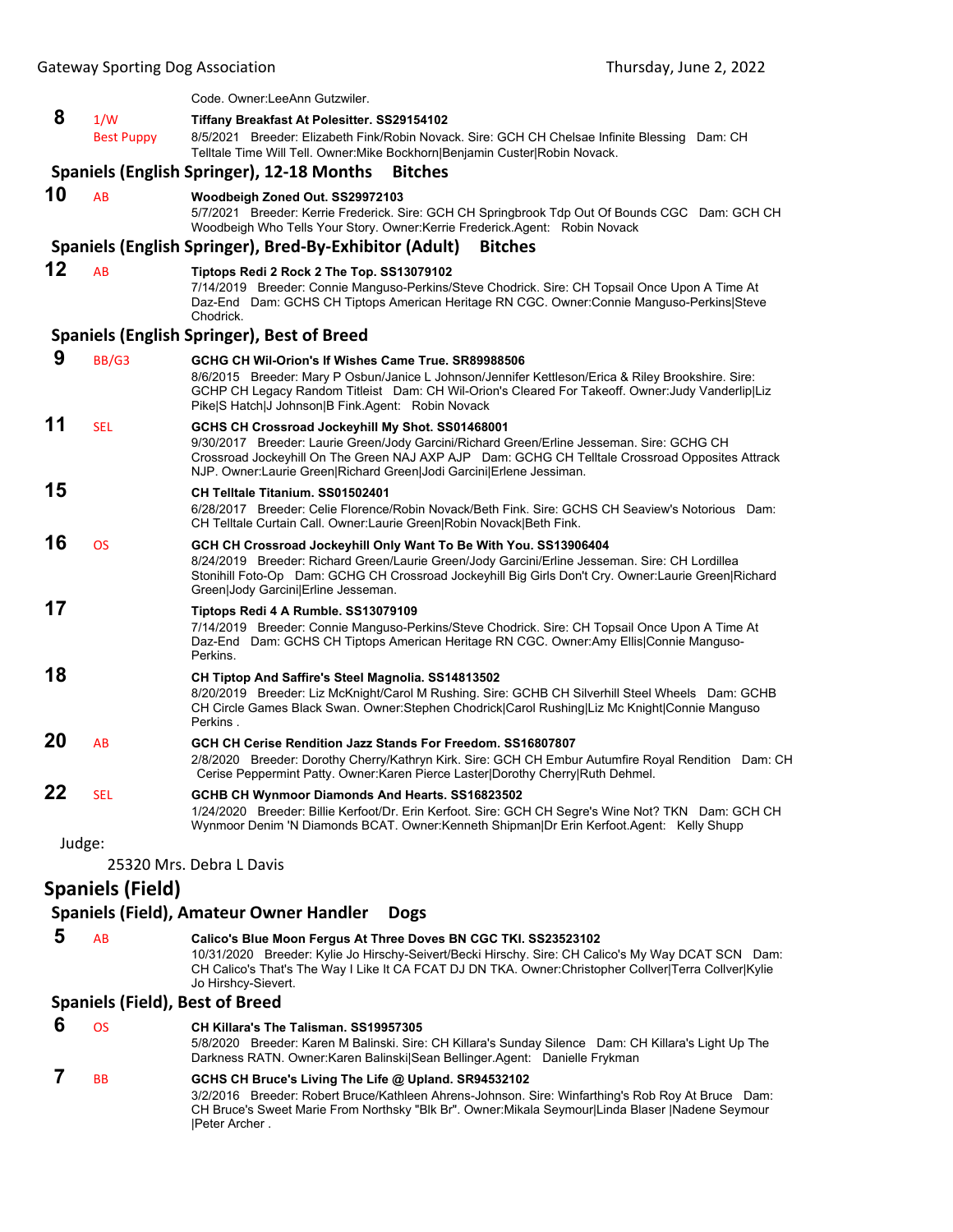Code. Owner:LeeAnn Gutzwiler.

**8** 1/W Best Puppy **Tiffany Breakfast At Polesitter. SS29154102**
8/5/2021 Breeder: Elizabeth Fink/Robin Novack. Sire: GCH CH Chelsae Infinite Blessing Dam: CH Telltale Time Will Tell. Owner:Mike Bockhorn|Benjamin Custer|Robin Novack.

### Spaniels (English Springer), 12-18 Months Bitches

**10** AB **Woodbeigh Zoned Out. SS29972103**
5/7/2021 Breeder: Kerrie Frederick. Sire: GCH CH Springbrook Tdp Out Of Bounds CGC Dam: GCH CH Woodbeigh Who Tells Your Story. Owner:Kerrie Frederick.Agent: Robin Novack

### Spaniels (English Springer), Bred-By-Exhibitor (Adult) Bitches

**12** AB **Tiptops Redi 2 Rock 2 The Top. SS13079102**
7/14/2019 Breeder: Connie Manguso-Perkins/Steve Chodrick. Sire: CH Topsail Once Upon A Time At Daz-End Dam: GCHS CH Tiptops American Heritage RN CGC. Owner:Connie Manguso-Perkins|Steve Chodrick.

### Spaniels (English Springer), Best of Breed

**9** BB/G3 **GCHG CH Wil-Orion's If Wishes Came True. SR89988506**
8/6/2015 Breeder: Mary P Osbun/Janice L Johnson/Jennifer Kettleson/Erica & Riley Brookshire. Sire: GCHP CH Legacy Random Titleist Dam: CH Wil-Orion's Cleared For Takeoff. Owner:Judy Vanderlip|Liz Pike|S Hatch|J Johnson|B Fink.Agent: Robin Novack

**11** SEL **GCHS CH Crossroad Jockeyhill My Shot. SS01468001**
9/30/2017 Breeder: Laurie Green/Jody Garcini/Richard Green/Erline Jesseman. Sire: GCHG CH Crossroad Jockeyhill On The Green NAJ AXP AJP Dam: GCHG CH Telltale Crossroad Opposites Attrack NJP. Owner:Laurie Green|Richard Green|Jodi Garcini|Erlene Jessiman.

**15** **CH Telltale Titanium. SS01502401**
6/28/2017 Breeder: Celie Florence/Robin Novack/Beth Fink. Sire: GCHS CH Seaview's Notorious Dam: CH Telltale Curtain Call. Owner:Laurie Green|Robin Novack|Beth Fink.

**16** OS **GCH CH Crossroad Jockeyhill Only Want To Be With You. SS13906404**
8/24/2019 Breeder: Richard Green/Laurie Green/Jody Garcini/Erline Jesseman. Sire: CH Lordillea Stonihill Foto-Op Dam: GCHG CH Crossroad Jockeyhill Big Girls Don't Cry. Owner:Laurie Green|Richard Green|Jody Garcini|Erline Jesseman.

**17** **Tiptops Redi 4 A Rumble. SS13079109**
7/14/2019 Breeder: Connie Manguso-Perkins/Steve Chodrick. Sire: CH Topsail Once Upon A Time At Daz-End Dam: GCHS CH Tiptops American Heritage RN CGC. Owner:Amy Ellis|Connie Manguso-Perkins.

**18** **CH Tiptop And Saffire's Steel Magnolia. SS14813502**
8/20/2019 Breeder: Liz McKnight/Carol M Rushing. Sire: GCHB CH Silverhill Steel Wheels Dam: GCHB CH Circle Games Black Swan. Owner:Stephen Chodrick|Carol Rushing|Liz Mc Knight|Connie Manguso Perkins .

**20** AB **GCH CH Cerise Rendition Jazz Stands For Freedom. SS16807807**
2/8/2020 Breeder: Dorothy Cherry/Kathryn Kirk. Sire: GCH CH Embur Autumfire Royal Rendition Dam: CH Cerise Peppermint Patty. Owner:Karen Pierce Laster|Dorothy Cherry|Ruth Dehmel.

**22** SEL **GCHB CH Wynmoor Diamonds And Hearts. SS16823502**
1/24/2020 Breeder: Billie Kerfoot/Dr. Erin Kerfoot. Sire: GCH CH Segre's Wine Not? TKN Dam: GCH CH Wynmoor Denim 'N Diamonds BCAT. Owner:Kenneth Shipman|Dr Erin Kerfoot.Agent: Kelly Shupp

Judge:

25320 Mrs. Debra L Davis

## Spaniels (Field)

### Spaniels (Field), Amateur Owner Handler Dogs

**5** AB **Calico's Blue Moon Fergus At Three Doves BN CGC TKI. SS23523102**
10/31/2020 Breeder: Kylie Jo Hirschy-Seivert/Becki Hirschy. Sire: CH Calico's My Way DCAT SCN Dam: CH Calico's That's The Way I Like It CA FCAT DJ DN TKA. Owner:Christopher Collver|Terra Collver|Kylie Jo Hirshcy-Sievert.

### Spaniels (Field), Best of Breed

**6** OS **CH Killara's The Talisman. SS19957305**
5/8/2020 Breeder: Karen M Balinski. Sire: CH Killara's Sunday Silence Dam: CH Killara's Light Up The Darkness RATN. Owner:Karen Balinski|Sean Bellinger.Agent: Danielle Frykman

**7** BB **GCHS CH Bruce's Living The Life @ Upland. SR94532102**
3/2/2016 Breeder: Robert Bruce/Kathleen Ahrens-Johnson. Sire: Winfarthing's Rob Roy At Bruce Dam: CH Bruce's Sweet Marie From Northsky "Blk Br". Owner:Mikala Seymour|Linda Blaser |Nadene Seymour |Peter Archer .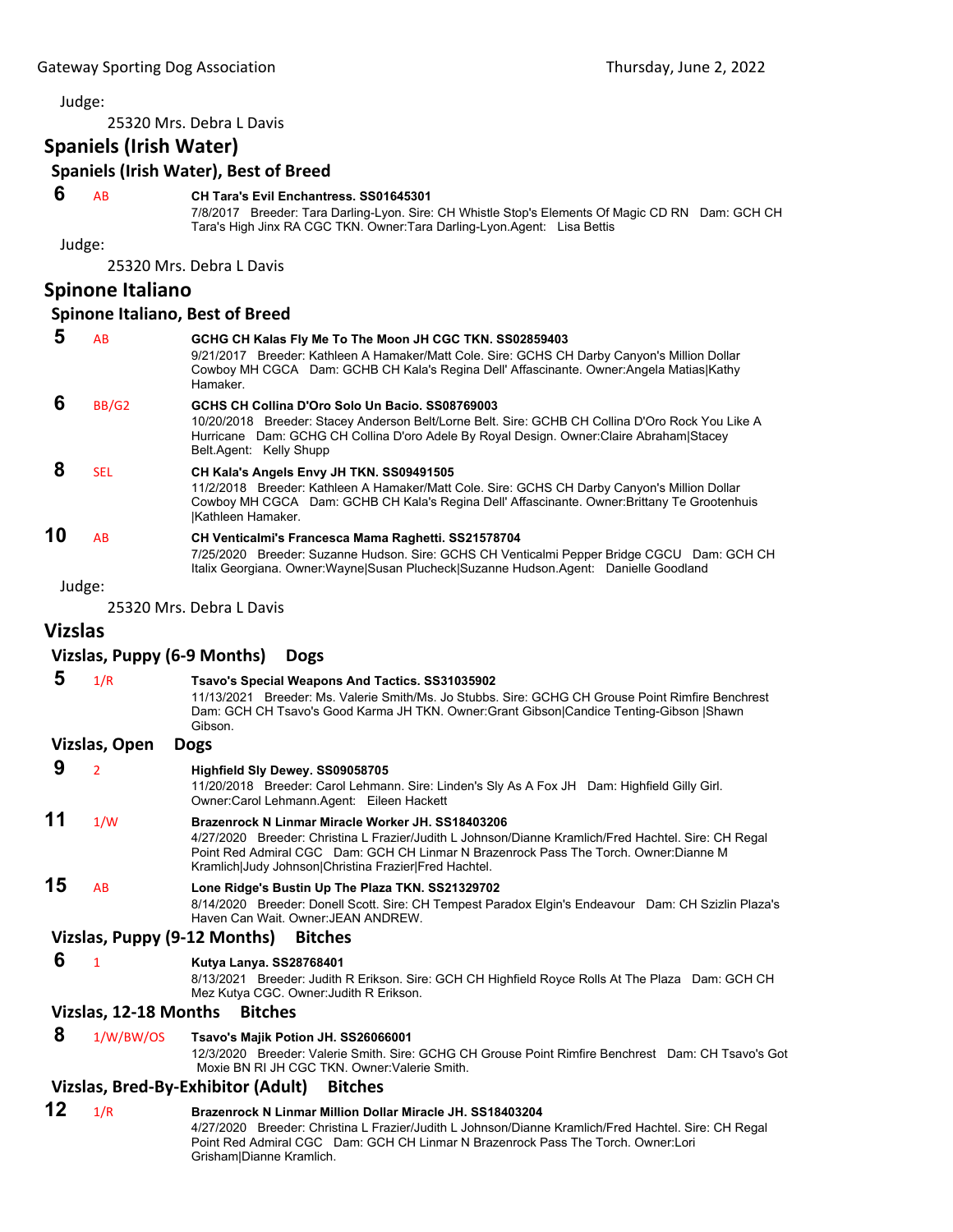Judge:

25320 Mrs. Debra L Davis

## Spaniels (Irish Water)

### Spaniels (Irish Water), Best of Breed

**6** AB **CH Tara's Evil Enchantress. SS01645301**
7/8/2017 Breeder: Tara Darling-Lyon. Sire: CH Whistle Stop's Elements Of Magic CD RN Dam: GCH CH Tara's High Jinx RA CGC TKN. Owner:Tara Darling-Lyon.Agent: Lisa Bettis

Judge:

25320 Mrs. Debra L Davis

## Spinone Italiano

### Spinone Italiano, Best of Breed

**5** AB **GCHG CH Kalas Fly Me To The Moon JH CGC TKN. SS02859403**
9/21/2017 Breeder: Kathleen A Hamaker/Matt Cole. Sire: GCHS CH Darby Canyon's Million Dollar Cowboy MH CGCA Dam: GCHB CH Kala's Regina Dell' Affascinante. Owner:Angela Matias|Kathy Hamaker.

**6** BB/G2 **GCHS CH Collina D'Oro Solo Un Bacio. SS08769003**
10/20/2018 Breeder: Stacey Anderson Belt/Lorne Belt. Sire: GCHB CH Collina D'Oro Rock You Like A Hurricane Dam: GCHG CH Collina D'oro Adele By Royal Design. Owner:Claire Abraham|Stacey Belt.Agent: Kelly Shupp

**8** SEL **CH Kala's Angels Envy JH TKN. SS09491505**
11/2/2018 Breeder: Kathleen A Hamaker/Matt Cole. Sire: GCHS CH Darby Canyon's Million Dollar Cowboy MH CGCA Dam: GCHB CH Kala's Regina Dell' Affascinante. Owner:Brittany Te Grootenhuis |Kathleen Hamaker.

**10** AB **CH Venticalmi's Francesca Mama Raghetti. SS21578704**
7/25/2020 Breeder: Suzanne Hudson. Sire: GCHS CH Venticalmi Pepper Bridge CGCU Dam: GCH CH Italix Georgiana. Owner:Wayne|Susan Plucheck|Suzanne Hudson.Agent: Danielle Goodland

Judge:

25320 Mrs. Debra L Davis

## Vizslas

### Vizslas, Puppy (6-9 Months) Dogs

**5** 1/R **Tsavo's Special Weapons And Tactics. SS31035902**
11/13/2021 Breeder: Ms. Valerie Smith/Ms. Jo Stubbs. Sire: GCHG CH Grouse Point Rimfire Benchrest Dam: GCH CH Tsavo's Good Karma JH TKN. Owner:Grant Gibson|Candice Tenting-Gibson |Shawn Gibson.

### Vizslas, Open Dogs

**9** 2 **Highfield Sly Dewey. SS09058705**
11/20/2018 Breeder: Carol Lehmann. Sire: Linden's Sly As A Fox JH Dam: Highfield Gilly Girl. Owner:Carol Lehmann.Agent: Eileen Hackett

**11** 1/W **Brazenrock N Linmar Miracle Worker JH. SS18403206**
4/27/2020 Breeder: Christina L Frazier/Judith L Johnson/Dianne Kramlich/Fred Hachtel. Sire: CH Regal Point Red Admiral CGC Dam: GCH CH Linmar N Brazenrock Pass The Torch. Owner:Dianne M Kramlich|Judy Johnson|Christina Frazier|Fred Hachtel.

**15** AB **Lone Ridge's Bustin Up The Plaza TKN. SS21329702**
8/14/2020 Breeder: Donell Scott. Sire: CH Tempest Paradox Elgin's Endeavour Dam: CH Szizlin Plaza's Haven Can Wait. Owner:JEAN ANDREW.

### Vizslas, Puppy (9-12 Months) Bitches

**6** 1 **Kutya Lanya. SS28768401**
8/13/2021 Breeder: Judith R Erikson. Sire: GCH CH Highfield Royce Rolls At The Plaza Dam: GCH CH Mez Kutya CGC. Owner:Judith R Erikson.

### Vizslas, 12-18 Months Bitches

**8** 1/W/BW/OS **Tsavo's Majik Potion JH. SS26066001**
12/3/2020 Breeder: Valerie Smith. Sire: GCHG CH Grouse Point Rimfire Benchrest Dam: CH Tsavo's Got Moxie BN RI JH CGC TKN. Owner:Valerie Smith.

### Vizslas, Bred-By-Exhibitor (Adult) Bitches

**12** 1/R **Brazenrock N Linmar Million Dollar Miracle JH. SS18403204**
4/27/2020 Breeder: Christina L Frazier/Judith L Johnson/Dianne Kramlich/Fred Hachtel. Sire: CH Regal Point Red Admiral CGC Dam: GCH CH Linmar N Brazenrock Pass The Torch. Owner:Lori Grisham|Dianne Kramlich.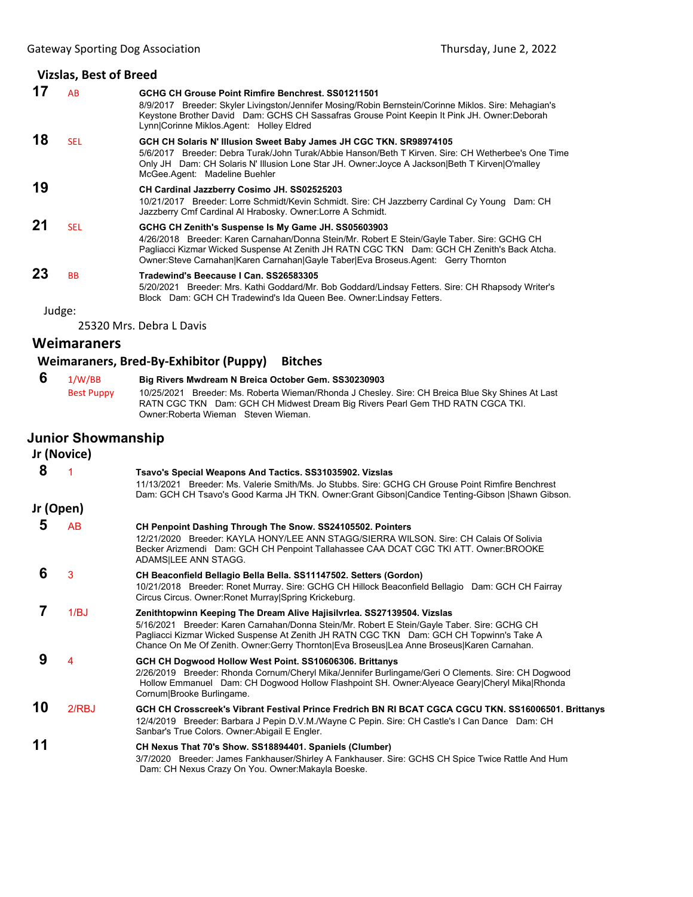## Vizslas, Best of Breed

**17** AB **GCHG CH Grouse Point Rimfire Benchrest. SS01211501**
8/9/2017 Breeder: Skyler Livingston/Jennifer Mosing/Robin Bernstein/Corinne Miklos. Sire: Mehagian's Keystone Brother David Dam: GCHS CH Sassafras Grouse Point Keepin It Pink JH. Owner:Deborah Lynn|Corinne Miklos.Agent: Holley Eldred

**18** SEL **GCH CH Solaris N' Illusion Sweet Baby James JH CGC TKN. SR98974105**
5/6/2017 Breeder: Debra Turak/John Turak/Abbie Hanson/Beth T Kirven. Sire: CH Wetherbee's One Time Only JH Dam: CH Solaris N' Illusion Lone Star JH. Owner:Joyce A Jackson|Beth T Kirven|O'malley McGee.Agent: Madeline Buehler

**19** **CH Cardinal Jazzberry Cosimo JH. SS02525203**
10/21/2017 Breeder: Lorre Schmidt/Kevin Schmidt. Sire: CH Jazzberry Cardinal Cy Young Dam: CH Jazzberry Cmf Cardinal Al Hrabosky. Owner:Lorre A Schmidt.

**21** SEL **GCHG CH Zenith's Suspense Is My Game JH. SS05603903**
4/26/2018 Breeder: Karen Carnahan/Donna Stein/Mr. Robert E Stein/Gayle Taber. Sire: GCHG CH Pagliacci Kizmar Wicked Suspense At Zenith JH RATN CGC TKN Dam: GCH CH Zenith's Back Atcha. Owner:Steve Carnahan|Karen Carnahan|Gayle Taber|Eva Broseus.Agent: Gerry Thornton

**23** BB **Tradewind's Beecause I Can. SS26583305**
5/20/2021 Breeder: Mrs. Kathi Goddard/Mr. Bob Goddard/Lindsay Fetters. Sire: CH Rhapsody Writer's Block Dam: GCH CH Tradewind's Ida Queen Bee. Owner:Lindsay Fetters.

Judge:

25320 Mrs. Debra L Davis

## Weimaraners

### Weimaraners, Bred-By-Exhibitor (Puppy) Bitches

**6** 1/W/BB Best Puppy **Big Rivers Mwdream N Breica October Gem. SS30230903**
10/25/2021 Breeder: Ms. Roberta Wieman/Rhonda J Chesley. Sire: CH Breica Blue Sky Shines At Last RATN CGC TKN Dam: GCH CH Midwest Dream Big Rivers Pearl Gem THD RATN CGCA TKI. Owner:Roberta Wieman Steven Wieman.

## Junior Showmanship

### Jr (Novice)

**8** 1 **Tsavo's Special Weapons And Tactics. SS31035902. Vizslas**
11/13/2021 Breeder: Ms. Valerie Smith/Ms. Jo Stubbs. Sire: GCHG CH Grouse Point Rimfire Benchrest Dam: GCH CH Tsavo's Good Karma JH TKN. Owner:Grant Gibson|Candice Tenting-Gibson |Shawn Gibson.

### Jr (Open)

**5** AB **CH Penpoint Dashing Through The Snow. SS24105502. Pointers**
12/21/2020 Breeder: KAYLA HONY/LEE ANN STAGG/SIERRA WILSON. Sire: CH Calais Of Solivia Becker Arizmendi Dam: GCH CH Penpoint Tallahassee CAA DCAT CGC TKI ATT. Owner:BROOKE ADAMS|LEE ANN STAGG.

**6** 3 **CH Beaconfield Bellagio Bella Bella. SS11147502. Setters (Gordon)**
10/21/2018 Breeder: Ronet Murray. Sire: GCHG CH Hillock Beaconfield Bellagio Dam: GCH CH Fairray Circus Circus. Owner:Ronet Murray|Spring Krickeburg.

**7** 1/BJ **Zenithtopwinn Keeping The Dream Alive Hajisilvrlea. SS27139504. Vizslas**
5/16/2021 Breeder: Karen Carnahan/Donna Stein/Mr. Robert E Stein/Gayle Taber. Sire: GCHG CH Pagliacci Kizmar Wicked Suspense At Zenith JH RATN CGC TKN Dam: GCH CH Topwinn's Take A Chance On Me Of Zenith. Owner:Gerry Thornton|Eva Broseus|Lea Anne Broseus|Karen Carnahan.

**9** 4 **GCH CH Dogwood Hollow West Point. SS10606306. Brittanys**
2/26/2019 Breeder: Rhonda Cornum/Cheryl Mika/Jennifer Burlingame/Geri O Clements. Sire: CH Dogwood Hollow Emmanuel Dam: CH Dogwood Hollow Flashpoint SH. Owner:Alyeace Geary|Cheryl Mika|Rhonda Cornum|Brooke Burlingame.

**10** 2/RBJ **GCH CH Crosscreek's Vibrant Festival Prince Fredrich BN RI BCAT CGCA CGCU TKN. SS16006501. Brittanys**
12/4/2019 Breeder: Barbara J Pepin D.V.M./Wayne C Pepin. Sire: CH Castle's I Can Dance Dam: CH Sanbar's True Colors. Owner:Abigail E Engler.

**11** **CH Nexus That 70's Show. SS18894401. Spaniels (Clumber)**
3/7/2020 Breeder: James Fankhauser/Shirley A Fankhauser. Sire: GCHS CH Spice Twice Rattle And Hum Dam: CH Nexus Crazy On You. Owner:Makayla Boeske.